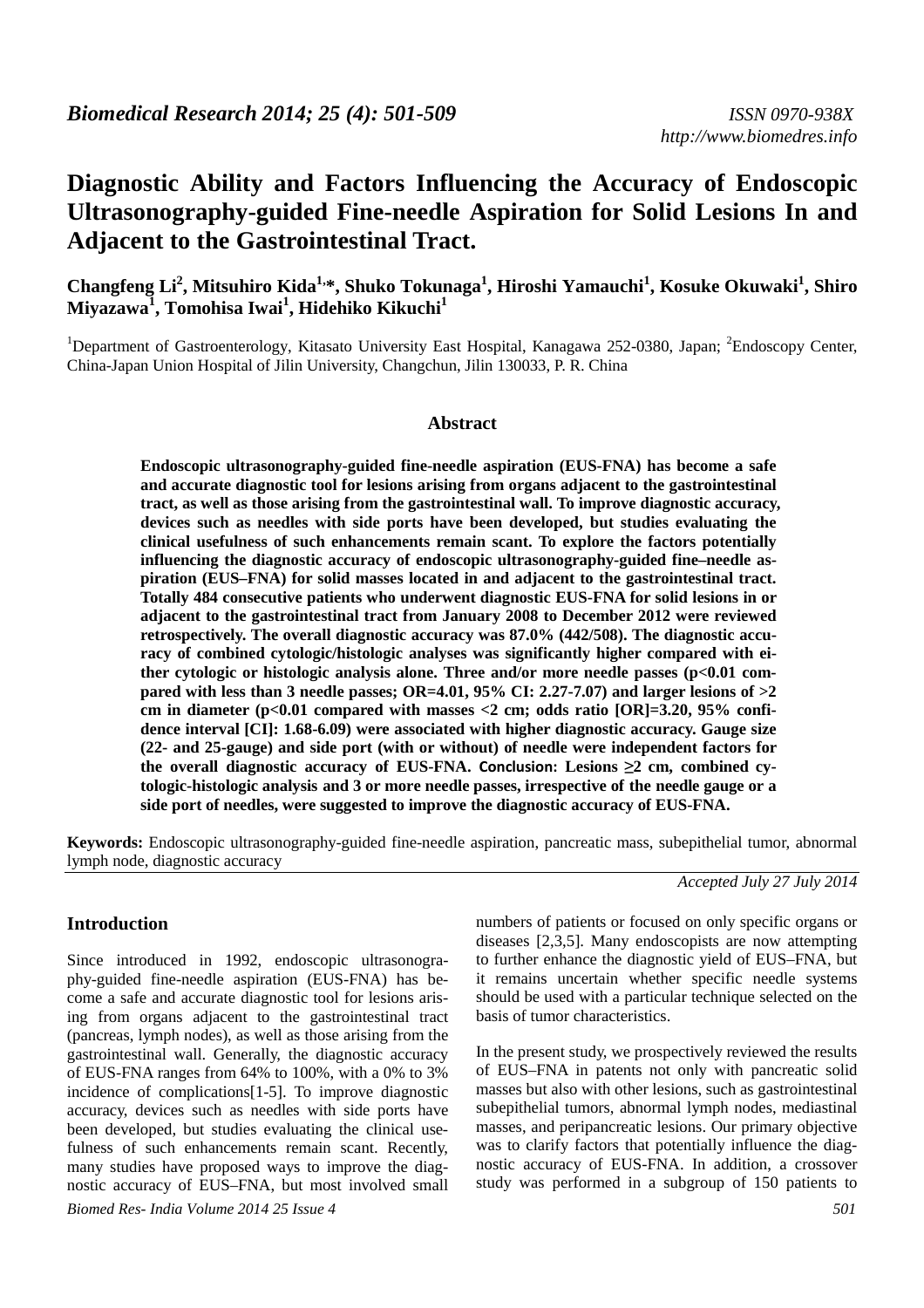# Diagnostic Ability and Factors Influencing the Accuracy of Endoscopic Ultrasonography-guided Fine-needle Aspiration for Solid Lesions In and Adjacent to the Gastrointestinal Tract.

**Changfeng Li[2], Mitsuhiro Kida[1,*], Shuko Tokunaga[1], Hiroshi Yamauchi[1], Kosuke Okuwaki[1], Shiro Miyazawa[1], Tomohisa Iwai[1], Hidehiko Kikuchi[1]**

[1]Department of Gastroenterology, Kitasato University East Hospital, Kanagawa 252-0380, Japan; [2]Endoscopy Center, China-Japan Union Hospital of Jilin University, Changchun, Jilin 130033, P. R. China

## Abstract

**Endoscopic ultrasonography-guided fine-needle aspiration (EUS-FNA) has become a safe and accurate diagnostic tool for lesions arising from organs adjacent to the gastrointestinal tract, as well as those arising from the gastrointestinal wall. To improve diagnostic accuracy, devices such as needles with side ports have been developed, but studies evaluating the clinical usefulness of such enhancements remain scant. To explore the factors potentially influencing the diagnostic accuracy of endoscopic ultrasonography-guided fine–needle aspiration (EUS–FNA) for solid masses located in and adjacent to the gastrointestinal tract. Totally 484 consecutive patients who underwent diagnostic EUS-FNA for solid lesions in or adjacent to the gastrointestinal tract from January 2008 to December 2012 were reviewed retrospectively. The overall diagnostic accuracy was 87.0% (442/508). The diagnostic accuracy of combined cytologic/histologic analyses was significantly higher compared with either cytologic or histologic analysis alone. Three and/or more needle passes ($p<0.01$ compared with less than 3 needle passes; OR=4.01, 95% CI: 2.27-7.07) and larger lesions of >2 cm in diameter ($p<0.01$ compared with masses <2 cm; odds ratio [OR]=3.20, 95% confidence interval [CI]: 1.68-6.09) were associated with higher diagnostic accuracy. Gauge size (22- and 25-gauge) and side port (with or without) of needle were independent factors for the overall diagnostic accuracy of EUS-FNA. Conclusion: Lesions ≥2 cm, combined cytologic-histologic analysis and 3 or more needle passes, irrespective of the needle gauge or a side port of needles, were suggested to improve the diagnostic accuracy of EUS-FNA.**

**Keywords:** Endoscopic ultrasonography-guided fine-needle aspiration, pancreatic mass, subepithelial tumor, abnormal lymph node, diagnostic accuracy

*Accepted July 27 July 2014*

## Introduction

Since introduced in 1992, endoscopic ultrasonography-guided fine-needle aspiration (EUS-FNA) has become a safe and accurate diagnostic tool for lesions arising from organs adjacent to the gastrointestinal tract (pancreas, lymph nodes), as well as those arising from the gastrointestinal wall. Generally, the diagnostic accuracy of EUS-FNA ranges from 64% to 100%, with a 0% to 3% incidence of complications[1-5]. To improve diagnostic accuracy, devices such as needles with side ports have been developed, but studies evaluating the clinical usefulness of such enhancements remain scant. Recently, many studies have proposed ways to improve the diagnostic accuracy of EUS–FNA, but most involved small numbers of patients or focused on only specific organs or diseases [2,3,5]. Many endoscopists are now attempting to further enhance the diagnostic yield of EUS–FNA, but it remains uncertain whether specific needle systems should be used with a particular technique selected on the basis of tumor characteristics.

In the present study, we prospectively reviewed the results of EUS–FNA in patents not only with pancreatic solid masses but also with other lesions, such as gastrointestinal subepithelial tumors, abnormal lymph nodes, mediastinal masses, and peripancreatic lesions. Our primary objective was to clarify factors that potentially influence the diagnostic accuracy of EUS-FNA. In addition, a crossover study was performed in a subgroup of 150 patients to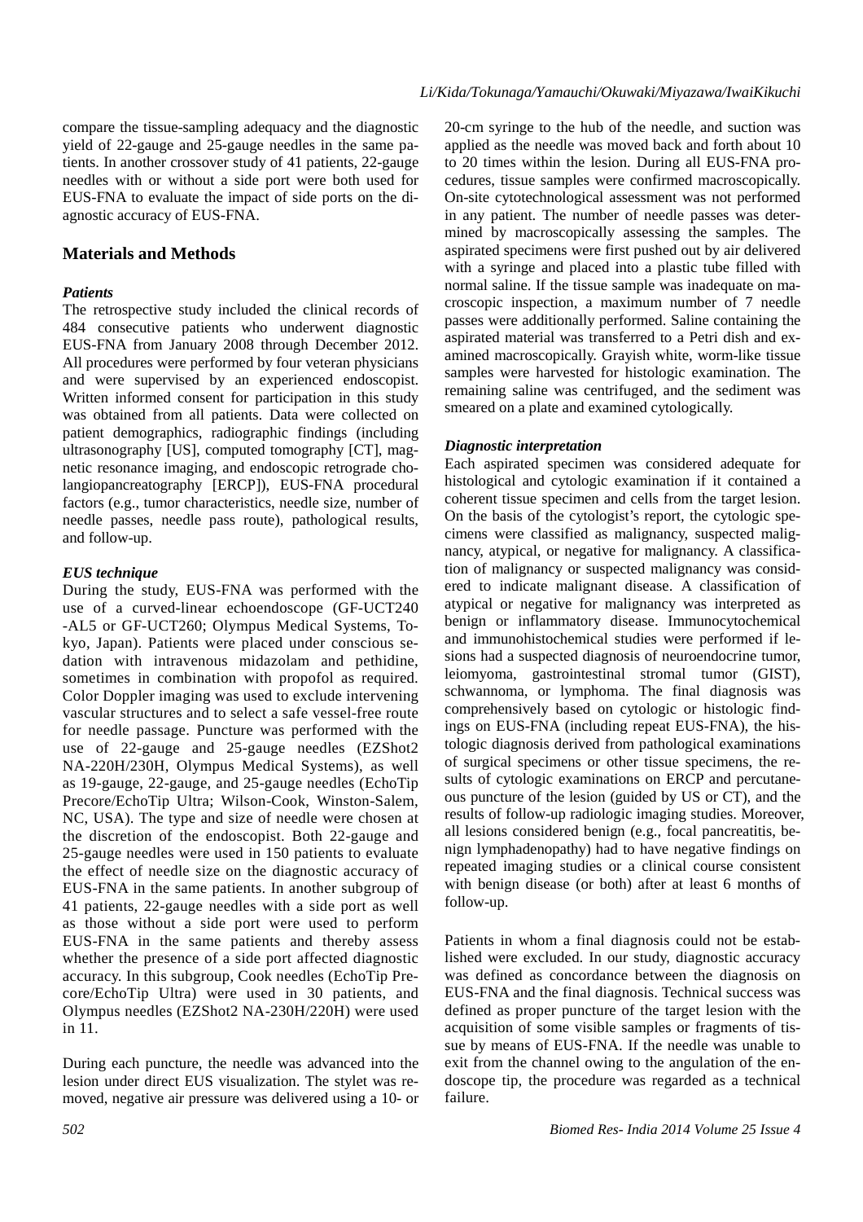compare the tissue-sampling adequacy and the diagnostic yield of 22-gauge and 25-gauge needles in the same patients. In another crossover study of 41 patients, 22-gauge needles with or without a side port were both used for EUS-FNA to evaluate the impact of side ports on the diagnostic accuracy of EUS-FNA.

## Materials and Methods

### *Patients*

The retrospective study included the clinical records of 484 consecutive patients who underwent diagnostic EUS-FNA from January 2008 through December 2012. All procedures were performed by four veteran physicians and were supervised by an experienced endoscopist. Written informed consent for participation in this study was obtained from all patients. Data were collected on patient demographics, radiographic findings (including ultrasonography [US], computed tomography [CT], magnetic resonance imaging, and endoscopic retrograde cholangiopancreatography [ERCP]), EUS-FNA procedural factors (e.g., tumor characteristics, needle size, number of needle passes, needle pass route), pathological results, and follow-up.

### *EUS technique*

During the study, EUS-FNA was performed with the use of a curved-linear echoendoscope (GF-UCT240-AL5 or GF-UCT260; Olympus Medical Systems, Tokyo, Japan). Patients were placed under conscious sedation with intravenous midazolam and pethidine, sometimes in combination with propofol as required. Color Doppler imaging was used to exclude intervening vascular structures and to select a safe vessel-free route for needle passage. Puncture was performed with the use of 22-gauge and 25-gauge needles (EZShot2 NA-220H/230H, Olympus Medical Systems), as well as 19-gauge, 22-gauge, and 25-gauge needles (EchoTip Precore/EchoTip Ultra; Wilson-Cook, Winston-Salem, NC, USA). The type and size of needle were chosen at the discretion of the endoscopist. Both 22-gauge and 25-gauge needles were used in 150 patients to evaluate the effect of needle size on the diagnostic accuracy of EUS-FNA in the same patients. In another subgroup of 41 patients, 22-gauge needles with a side port as well as those without a side port were used to perform EUS-FNA in the same patients and thereby assess whether the presence of a side port affected diagnostic accuracy. In this subgroup, Cook needles (EchoTip Precore/EchoTip Ultra) were used in 30 patients, and Olympus needles (EZShot2 NA-230H/220H) were used in 11.

During each puncture, the needle was advanced into the lesion under direct EUS visualization. The stylet was removed, negative air pressure was delivered using a 10- or 20-cm syringe to the hub of the needle, and suction was applied as the needle was moved back and forth about 10 to 20 times within the lesion. During all EUS-FNA procedures, tissue samples were confirmed macroscopically. On-site cytotechnological assessment was not performed in any patient. The number of needle passes was determined by macroscopically assessing the samples. The aspirated specimens were first pushed out by air delivered with a syringe and placed into a plastic tube filled with normal saline. If the tissue sample was inadequate on macroscopic inspection, a maximum number of 7 needle passes were additionally performed. Saline containing the aspirated material was transferred to a Petri dish and examined macroscopically. Grayish white, worm-like tissue samples were harvested for histologic examination. The remaining saline was centrifuged, and the sediment was smeared on a plate and examined cytologically.

### *Diagnostic interpretation*

Each aspirated specimen was considered adequate for histological and cytologic examination if it contained a coherent tissue specimen and cells from the target lesion. On the basis of the cytologist's report, the cytologic specimens were classified as malignancy, suspected malignancy, atypical, or negative for malignancy. A classification of malignancy or suspected malignancy was considered to indicate malignant disease. A classification of atypical or negative for malignancy was interpreted as benign or inflammatory disease. Immunocytochemical and immunohistochemical studies were performed if lesions had a suspected diagnosis of neuroendocrine tumor, leiomyoma, gastrointestinal stromal tumor (GIST), schwannoma, or lymphoma. The final diagnosis was comprehensively based on cytologic or histologic findings on EUS-FNA (including repeat EUS-FNA), the histologic diagnosis derived from pathological examinations of surgical specimens or other tissue specimens, the results of cytologic examinations on ERCP and percutaneous puncture of the lesion (guided by US or CT), and the results of follow-up radiologic imaging studies. Moreover, all lesions considered benign (e.g., focal pancreatitis, benign lymphadenopathy) had to have negative findings on repeated imaging studies or a clinical course consistent with benign disease (or both) after at least 6 months of follow-up.

Patients in whom a final diagnosis could not be established were excluded. In our study, diagnostic accuracy was defined as concordance between the diagnosis on EUS-FNA and the final diagnosis. Technical success was defined as proper puncture of the target lesion with the acquisition of some visible samples or fragments of tissue by means of EUS-FNA. If the needle was unable to exit from the channel owing to the angulation of the endoscope tip, the procedure was regarded as a technical failure.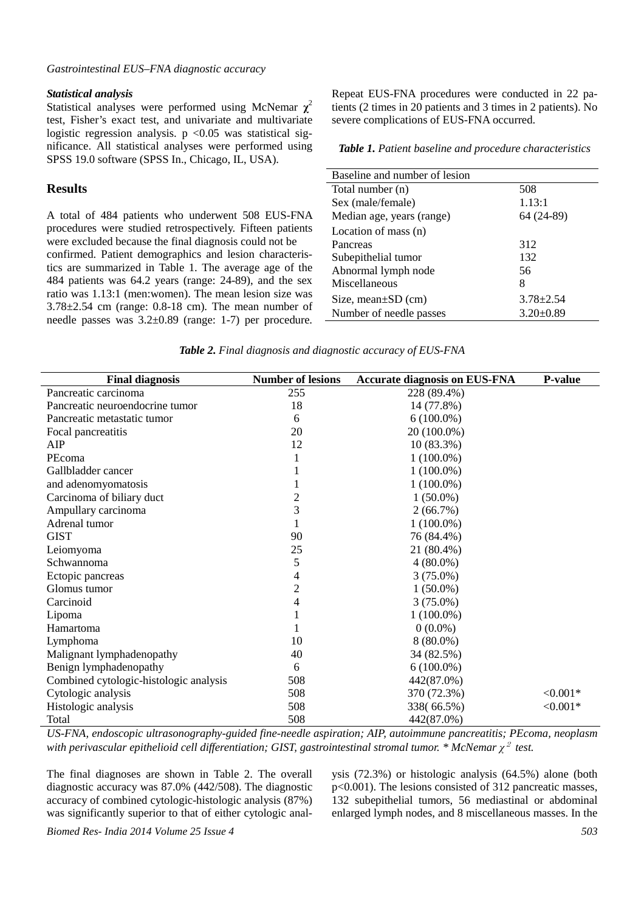### Statistical analysis

Statistical analyses were performed using McNemar $\chi^2$ test, Fisher's exact test, and univariate and multivariate logistic regression analysis. p <0.05 was statistical significance. All statistical analyses were performed using SPSS 19.0 software (SPSS In., Chicago, IL, USA).

## Results

A total of 484 patients who underwent 508 EUS-FNA procedures were studied retrospectively. Fifteen patients were excluded because the final diagnosis could not be confirmed. Patient demographics and lesion characteristics are summarized in Table 1. The average age of the 484 patients was 64.2 years (range: 24-89), and the sex ratio was 1.13:1 (men:women). The mean lesion size was 3.78±2.54 cm (range: 0.8-18 cm). The mean number of needle passes was 3.2±0.89 (range: 1-7) per procedure. Repeat EUS-FNA procedures were conducted in 22 patients (2 times in 20 patients and 3 times in 2 patients). No severe complications of EUS-FNA occurred.

***Table 1.*** *Patient baseline and procedure characteristics*

| Baseline and number of lesion | |
|---|---|
| Total number (n) | 508 |
| Sex (male/female) | 1.13:1 |
| Median age, years (range) | 64 (24-89) |
| Location of mass (n) | |
| Pancreas | 312 |
| Subepithelial tumor | 132 |
| Abnormal lymph node | 56 |
| Miscellaneous | 8 |
| Size, mean±SD (cm) | 3.78±2.54 |
| Number of needle passes | 3.20±0.89 |

***Table 2.*** *Final diagnosis and diagnostic accuracy of EUS-FNA*

| Final diagnosis | Number of lesions | Accurate diagnosis on EUS-FNA | P-value |
|---|---|---|---|
| Pancreatic carcinoma | 255 | 228 (89.4%) | |
| Pancreatic neuroendocrine tumor | 18 | 14 (77.8%) | |
| Pancreatic metastatic tumor | 6 | 6 (100.0%) | |
| Focal pancreatitis | 20 | 20 (100.0%) | |
| AIP | 12 | 10 (83.3%) | |
| PEcoma | 1 | 1 (100.0%) | |
| Gallbladder cancer | 1 | 1 (100.0%) | |
| and adenomyomatosis | 1 | 1 (100.0%) | |
| Carcinoma of biliary duct | 2 | 1 (50.0%) | |
| Ampullary carcinoma | 3 | 2 (66.7%) | |
| Adrenal tumor | 1 | 1 (100.0%) | |
| GIST | 90 | 76 (84.4%) | |
| Leiomyoma | 25 | 21 (80.4%) | |
| Schwannoma | 5 | 4 (80.0%) | |
| Ectopic pancreas | 4 | 3 (75.0%) | |
| Glomus tumor | 2 | 1 (50.0%) | |
| Carcinoid | 4 | 3 (75.0%) | |
| Lipoma | 1 | 1 (100.0%) | |
| Hamartoma | 1 | 0 (0.0%) | |
| Lymphoma | 10 | 8 (80.0%) | |
| Malignant lymphadenopathy | 40 | 34 (82.5%) | |
| Benign lymphadenopathy | 6 | 6 (100.0%) | |
| Combined cytologic-histologic analysis | 508 | 442(87.0%) | |
| Cytologic analysis | 508 | 370 (72.3%) | <0.001* |
| Histologic analysis | 508 | 338( 66.5%) | <0.001* |
| Total | 508 | 442(87.0%) | |

*US-FNA, endoscopic ultrasonography-guided fine-needle aspiration; AIP, autoimmune pancreatitis; PEcoma, neoplasm with perivascular epithelioid cell differentiation; GIST, gastrointestinal stromal tumor. \* McNemar $\chi^2$ test.*

The final diagnoses are shown in Table 2. The overall diagnostic accuracy was 87.0% (442/508). The diagnostic accuracy of combined cytologic-histologic analysis (87%) was significantly superior to that of either cytologic analysis (72.3%) or histologic analysis (64.5%) alone (both p<0.001). The lesions consisted of 312 pancreatic masses, 132 subepithelial tumors, 56 mediastinal or abdominal enlarged lymph nodes, and 8 miscellaneous masses. In the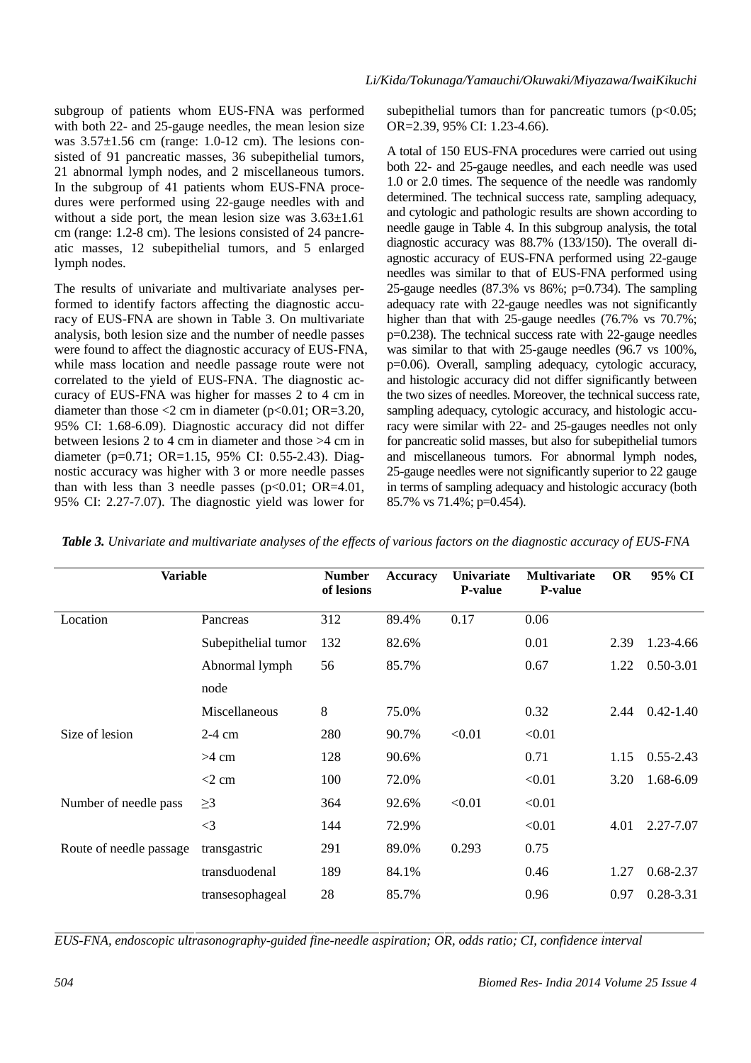subgroup of patients whom EUS-FNA was performed with both 22- and 25-gauge needles, the mean lesion size was 3.57±1.56 cm (range: 1.0-12 cm). The lesions consisted of 91 pancreatic masses, 36 subepithelial tumors, 21 abnormal lymph nodes, and 2 miscellaneous tumors. In the subgroup of 41 patients whom EUS-FNA procedures were performed using 22-gauge needles with and without a side port, the mean lesion size was 3.63±1.61 cm (range: 1.2-8 cm). The lesions consisted of 24 pancreatic masses, 12 subepithelial tumors, and 5 enlarged lymph nodes.

The results of univariate and multivariate analyses performed to identify factors affecting the diagnostic accuracy of EUS-FNA are shown in Table 3. On multivariate analysis, both lesion size and the number of needle passes were found to affect the diagnostic accuracy of EUS-FNA, while mass location and needle passage route were not correlated to the yield of EUS-FNA. The diagnostic accuracy of EUS-FNA was higher for masses 2 to 4 cm in diameter than those <2 cm in diameter ($p<0.01$; OR=3.20, 95% CI: 1.68-6.09). Diagnostic accuracy did not differ between lesions 2 to 4 cm in diameter and those >4 cm in diameter ($p=0.71$; OR=1.15, 95% CI: 0.55-2.43). Diagnostic accuracy was higher with 3 or more needle passes than with less than 3 needle passes ($p<0.01$; OR=4.01, 95% CI: 2.27-7.07). The diagnostic yield was lower for subepithelial tumors than for pancreatic tumors ($p<0.05$; OR=2.39, 95% CI: 1.23-4.66).

A total of 150 EUS-FNA procedures were carried out using both 22- and 25-gauge needles, and each needle was used 1.0 or 2.0 times. The sequence of the needle was randomly determined. The technical success rate, sampling adequacy, and cytologic and pathologic results are shown according to needle gauge in Table 4. In this subgroup analysis, the total diagnostic accuracy was 88.7% (133/150). The overall diagnostic accuracy of EUS-FNA performed using 22-gauge needles was similar to that of EUS-FNA performed using 25-gauge needles (87.3% vs 86%; $p=0.734$). The sampling adequacy rate with 22-gauge needles was not significantly higher than that with 25-gauge needles (76.7% vs 70.7%; $p=0.238$). The technical success rate with 22-gauge needles was similar to that with 25-gauge needles (96.7 vs 100%, $p=0.06$). Overall, sampling adequacy, cytologic accuracy, and histologic accuracy did not differ significantly between the two sizes of needles. Moreover, the technical success rate, sampling adequacy, cytologic accuracy, and histologic accuracy were similar with 22- and 25-gauges needles not only for pancreatic solid masses, but also for subepithelial tumors and miscellaneous tumors. For abnormal lymph nodes, 25-gauge needles were not significantly superior to 22 gauge in terms of sampling adequacy and histologic accuracy (both 85.7% vs 71.4%; $p=0.454$).

***Table 3.*** *Univariate and multivariate analyses of the effects of various factors on the diagnostic accuracy of EUS-FNA*

| Variable | | Number of lesions | Accuracy | Univariate P-value | Multivariate P-value | OR | 95% CI |
|---|---|---|---|---|---|---|---|
| Location | Pancreas | 312 | 89.4% | 0.17 | 0.06 | | |
| | Subepithelial tumor | 132 | 82.6% | | 0.01 | 2.39 | 1.23-4.66 |
| | Abnormal lymph node | 56 | 85.7% | | 0.67 | 1.22 | 0.50-3.01 |
| | Miscellaneous | 8 | 75.0% | | 0.32 | 2.44 | 0.42-1.40 |
| Size of lesion | 2-4 cm | 280 | 90.7% | <0.01 | <0.01 | | |
| | >4 cm | 128 | 90.6% | | 0.71 | 1.15 | 0.55-2.43 |
| | <2 cm | 100 | 72.0% | | <0.01 | 3.20 | 1.68-6.09 |
| Number of needle pass | ≥3 | 364 | 92.6% | <0.01 | <0.01 | | |
| | <3 | 144 | 72.9% | | <0.01 | 4.01 | 2.27-7.07 |
| Route of needle passage | transgastric | 291 | 89.0% | 0.293 | 0.75 | | |
| | transduodenal | 189 | 84.1% | | 0.46 | 1.27 | 0.68-2.37 |
| | transesophageal | 28 | 85.7% | | 0.96 | 0.97 | 0.28-3.31 |

*EUS-FNA, endoscopic ultrasonography-guided fine-needle aspiration; OR, odds ratio; CI, confidence interval*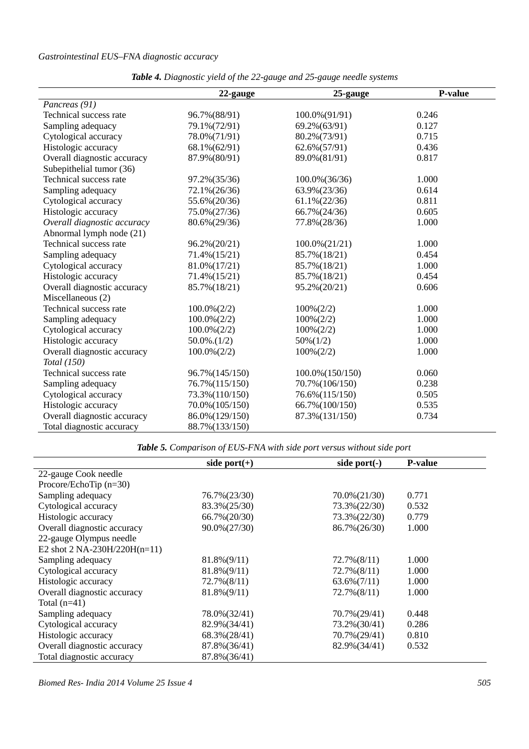**Table 4.** *Diagnostic yield of the 22-gauge and 25-gauge needle systems*

| | 22-gauge | 25-gauge | P-value |
|---|---|---|---|
| *Pancreas (91)* | | | |
| Technical success rate | 96.7%(88/91) | 100.0%(91/91) | 0.246 |
| Sampling adequacy | 79.1%(72/91) | 69.2%(63/91) | 0.127 |
| Cytological accuracy | 78.0%(71/91) | 80.2%(73/91) | 0.715 |
| Histologic accuracy | 68.1%(62/91) | 62.6%(57/91) | 0.436 |
| Overall diagnostic accuracy | 87.9%(80/91) | 89.0%(81/91) | 0.817 |
| Subepithelial tumor (36) | | | |
| Technical success rate | 97.2%(35/36) | 100.0%(36/36) | 1.000 |
| Sampling adequacy | 72.1%(26/36) | 63.9%(23/36) | 0.614 |
| Cytological accuracy | 55.6%(20/36) | 61.1%(22/36) | 0.811 |
| Histologic accuracy | 75.0%(27/36) | 66.7%(24/36) | 0.605 |
| *Overall diagnostic accuracy* | 80.6%(29/36) | 77.8%(28/36) | 1.000 |
| Abnormal lymph node (21) | | | |
| Technical success rate | 96.2%(20/21) | 100.0%(21/21) | 1.000 |
| Sampling adequacy | 71.4%(15/21) | 85.7%(18/21) | 0.454 |
| Cytological accuracy | 81.0%(17/21) | 85.7%(18/21) | 1.000 |
| Histologic accuracy | 71.4%(15/21) | 85.7%(18/21) | 0.454 |
| Overall diagnostic accuracy | 85.7%(18/21) | 95.2%(20/21) | 0.606 |
| Miscellaneous (2) | | | |
| Technical success rate | 100.0%(2/2) | 100%(2/2) | 1.000 |
| Sampling adequacy | 100.0%(2/2) | 100%(2/2) | 1.000 |
| Cytological accuracy | 100.0%(2/2) | 100%(2/2) | 1.000 |
| Histologic accuracy | 50.0%.(1/2) | 50%(1/2) | 1.000 |
| Overall diagnostic accuracy | 100.0%(2/2) | 100%(2/2) | 1.000 |
| *Total (150)* | | | |
| Technical success rate | 96.7%(145/150) | 100.0%(150/150) | 0.060 |
| Sampling adequacy | 76.7%(115/150) | 70.7%(106/150) | 0.238 |
| Cytological accuracy | 73.3%(110/150) | 76.6%(115/150) | 0.505 |
| Histologic accuracy | 70.0%(105/150) | 66.7%(100/150) | 0.535 |
| Overall diagnostic accuracy | 86.0%(129/150) | 87.3%(131/150) | 0.734 |
| Total diagnostic accuracy | 88.7%(133/150) | | |

**Table 5.** *Comparison of EUS-FNA with side port versus without side port*

| | side port(+) | side port(-) | P-value |
|---|---|---|---|
| 22-gauge Cook needle | | | |
| Procore/EchoTip (n=30) | | | |
| Sampling adequacy | 76.7%(23/30) | 70.0%(21/30) | 0.771 |
| Cytological accuracy | 83.3%(25/30) | 73.3%(22/30) | 0.532 |
| Histologic accuracy | 66.7%(20/30) | 73.3%(22/30) | 0.779 |
| Overall diagnostic accuracy | 90.0%(27/30) | 86.7%(26/30) | 1.000 |
| 22-gauge Olympus needle | | | |
| E2 shot 2 NA-230H/220H(n=11) | | | |
| Sampling adequacy | 81.8%(9/11) | 72.7%(8/11) | 1.000 |
| Cytological accuracy | 81.8%(9/11) | 72.7%(8/11) | 1.000 |
| Histologic accuracy | 72.7%(8/11) | 63.6%(7/11) | 1.000 |
| Overall diagnostic accuracy | 81.8%(9/11) | 72.7%(8/11) | 1.000 |
| Total (n=41) | | | |
| Sampling adequacy | 78.0%(32/41) | 70.7%(29/41) | 0.448 |
| Cytological accuracy | 82.9%(34/41) | 73.2%(30/41) | 0.286 |
| Histologic accuracy | 68.3%(28/41) | 70.7%(29/41) | 0.810 |
| Overall diagnostic accuracy | 87.8%(36/41) | 82.9%(34/41) | 0.532 |
| Total diagnostic accuracy | 87.8%(36/41) | | |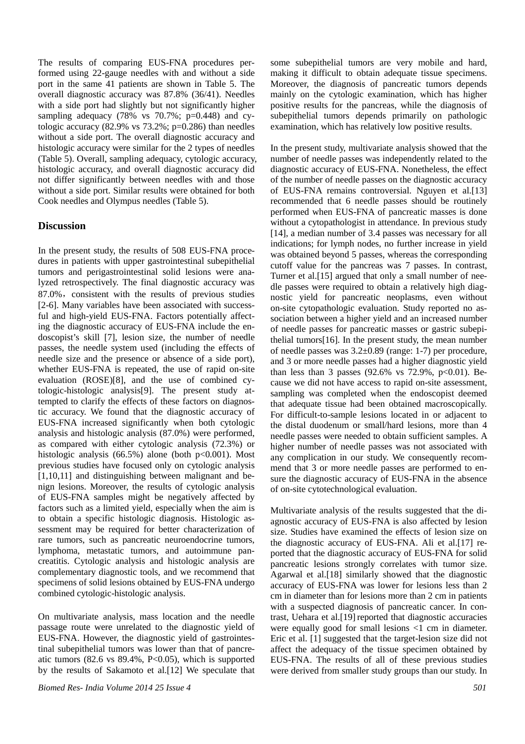The results of comparing EUS-FNA procedures performed using 22-gauge needles with and without a side port in the same 41 patients are shown in Table 5. The overall diagnostic accuracy was 87.8% (36/41). Needles with a side port had slightly but not significantly higher sampling adequacy (78% vs 70.7%; p=0.448) and cytologic accuracy (82.9% vs 73.2%; p=0.286) than needles without a side port. The overall diagnostic accuracy and histologic accuracy were similar for the 2 types of needles (Table 5). Overall, sampling adequacy, cytologic accuracy, histologic accuracy, and overall diagnostic accuracy did not differ significantly between needles with and those without a side port. Similar results were obtained for both Cook needles and Olympus needles (Table 5).

## Discussion

In the present study, the results of 508 EUS-FNA procedures in patients with upper gastrointestinal subepithelial tumors and perigastrointestinal solid lesions were analyzed retrospectively. The final diagnostic accuracy was 87.0%，consistent with the results of previous studies [2-6]. Many variables have been associated with successful and high-yield EUS-FNA. Factors potentially affecting the diagnostic accuracy of EUS-FNA include the endoscopist's skill [7], lesion size, the number of needle passes, the needle system used (including the effects of needle size and the presence or absence of a side port), whether EUS-FNA is repeated, the use of rapid on-site evaluation (ROSE)[8], and the use of combined cytologic-histologic analysis[9]. The present study attempted to clarify the effects of these factors on diagnostic accuracy. We found that the diagnostic accuracy of EUS-FNA increased significantly when both cytologic analysis and histologic analysis (87.0%) were performed, as compared with either cytologic analysis (72.3%) or histologic analysis (66.5%) alone (both p<0.001). Most previous studies have focused only on cytologic analysis [1,10,11] and distinguishing between malignant and benign lesions. Moreover, the results of cytologic analysis of EUS-FNA samples might be negatively affected by factors such as a limited yield, especially when the aim is to obtain a specific histologic diagnosis. Histologic assessment may be required for better characterization of rare tumors, such as pancreatic neuroendocrine tumors, lymphoma, metastatic tumors, and autoimmune pancreatitis. Cytologic analysis and histologic analysis are complementary diagnostic tools, and we recommend that specimens of solid lesions obtained by EUS-FNA undergo combined cytologic-histologic analysis.

On multivariate analysis, mass location and the needle passage route were unrelated to the diagnostic yield of EUS-FNA. However, the diagnostic yield of gastrointestinal subepithelial tumors was lower than that of pancreatic tumors (82.6 vs 89.4%, P<0.05), which is supported by the results of Sakamoto et al.[12] We speculate that some subepithelial tumors are very mobile and hard, making it difficult to obtain adequate tissue specimens. Moreover, the diagnosis of pancreatic tumors depends mainly on the cytologic examination, which has higher positive results for the pancreas, while the diagnosis of subepithelial tumors depends primarily on pathologic examination, which has relatively low positive results.

In the present study, multivariate analysis showed that the number of needle passes was independently related to the diagnostic accuracy of EUS-FNA. Nonetheless, the effect of the number of needle passes on the diagnostic accuracy of EUS-FNA remains controversial. Nguyen et al.[13] recommended that 6 needle passes should be routinely performed when EUS-FNA of pancreatic masses is done without a cytopathologist in attendance. In previous study [14], a median number of 3.4 passes was necessary for all indications; for lymph nodes, no further increase in yield was obtained beyond 5 passes, whereas the corresponding cutoff value for the pancreas was 7 passes. In contrast, Turner et al.[15] argued that only a small number of needle passes were required to obtain a relatively high diagnostic yield for pancreatic neoplasms, even without on-site cytopathologic evaluation. Study reported no association between a higher yield and an increased number of needle passes for pancreatic masses or gastric subepithelial tumors[16]. In the present study, the mean number of needle passes was 3.2±0.89 (range: 1-7) per procedure, and 3 or more needle passes had a higher diagnostic yield than less than 3 passes (92.6% vs 72.9%, p<0.01). Because we did not have access to rapid on-site assessment, sampling was completed when the endoscopist deemed that adequate tissue had been obtained macroscopically. For difficult-to-sample lesions located in or adjacent to the distal duodenum or small/hard lesions, more than 4 needle passes were needed to obtain sufficient samples. A higher number of needle passes was not associated with any complication in our study. We consequently recommend that 3 or more needle passes are performed to ensure the diagnostic accuracy of EUS-FNA in the absence of on-site cytotechnological evaluation.

Multivariate analysis of the results suggested that the diagnostic accuracy of EUS-FNA is also affected by lesion size. Studies have examined the effects of lesion size on the diagnostic accuracy of EUS-FNA. Ali et al.[17] reported that the diagnostic accuracy of EUS-FNA for solid pancreatic lesions strongly correlates with tumor size. Agarwal et al.[18] similarly showed that the diagnostic accuracy of EUS-FNA was lower for lesions less than 2 cm in diameter than for lesions more than 2 cm in patients with a suspected diagnosis of pancreatic cancer. In contrast, Uehara et al.[19] reported that diagnostic accuracies were equally good for small lesions <1 cm in diameter. Eric et al. [1] suggested that the target-lesion size did not affect the adequacy of the tissue specimen obtained by EUS-FNA. The results of all of these previous studies were derived from smaller study groups than our study. In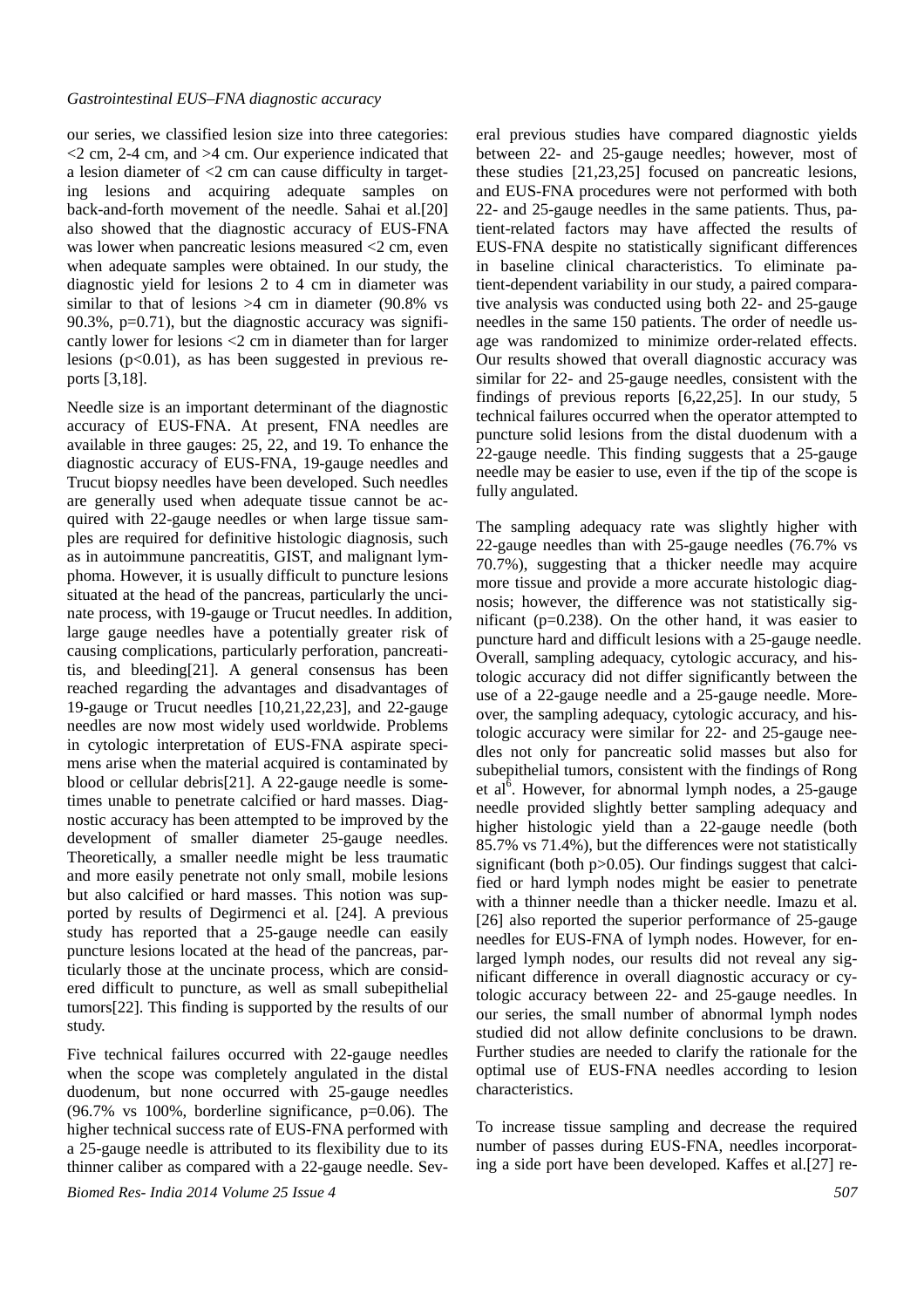our series, we classified lesion size into three categories: <2 cm, 2-4 cm, and >4 cm. Our experience indicated that a lesion diameter of <2 cm can cause difficulty in targeting lesions and acquiring adequate samples on back-and-forth movement of the needle. Sahai et al.[20] also showed that the diagnostic accuracy of EUS-FNA was lower when pancreatic lesions measured <2 cm, even when adequate samples were obtained. In our study, the diagnostic yield for lesions 2 to 4 cm in diameter was similar to that of lesions >4 cm in diameter (90.8% vs 90.3%, p=0.71), but the diagnostic accuracy was significantly lower for lesions <2 cm in diameter than for larger lesions (p<0.01), as has been suggested in previous reports [3,18].

Needle size is an important determinant of the diagnostic accuracy of EUS-FNA. At present, FNA needles are available in three gauges: 25, 22, and 19. To enhance the diagnostic accuracy of EUS-FNA, 19-gauge needles and Trucut biopsy needles have been developed. Such needles are generally used when adequate tissue cannot be acquired with 22-gauge needles or when large tissue samples are required for definitive histologic diagnosis, such as in autoimmune pancreatitis, GIST, and malignant lymphoma. However, it is usually difficult to puncture lesions situated at the head of the pancreas, particularly the uncinate process, with 19-gauge or Trucut needles. In addition, large gauge needles have a potentially greater risk of causing complications, particularly perforation, pancreatitis, and bleeding[21]. A general consensus has been reached regarding the advantages and disadvantages of 19-gauge or Trucut needles [10,21,22,23], and 22-gauge needles are now most widely used worldwide. Problems in cytologic interpretation of EUS-FNA aspirate specimens arise when the material acquired is contaminated by blood or cellular debris[21]. A 22-gauge needle is sometimes unable to penetrate calcified or hard masses. Diagnostic accuracy has been attempted to be improved by the development of smaller diameter 25-gauge needles. Theoretically, a smaller needle might be less traumatic and more easily penetrate not only small, mobile lesions but also calcified or hard masses. This notion was supported by results of Degirmenci et al. [24]. A previous study has reported that a 25-gauge needle can easily puncture lesions located at the head of the pancreas, particularly those at the uncinate process, which are considered difficult to puncture, as well as small subepithelial tumors[22]. This finding is supported by the results of our study.

Five technical failures occurred with 22-gauge needles when the scope was completely angulated in the distal duodenum, but none occurred with 25-gauge needles (96.7% vs 100%, borderline significance, p=0.06). The higher technical success rate of EUS-FNA performed with a 25-gauge needle is attributed to its flexibility due to its thinner caliber as compared with a 22-gauge needle. Several previous studies have compared diagnostic yields between 22- and 25-gauge needles; however, most of these studies [21,23,25] focused on pancreatic lesions, and EUS-FNA procedures were not performed with both 22- and 25-gauge needles in the same patients. Thus, patient-related factors may have affected the results of EUS-FNA despite no statistically significant differences in baseline clinical characteristics. To eliminate patient-dependent variability in our study, a paired comparative analysis was conducted using both 22- and 25-gauge needles in the same 150 patients. The order of needle usage was randomized to minimize order-related effects. Our results showed that overall diagnostic accuracy was similar for 22- and 25-gauge needles, consistent with the findings of previous reports [6,22,25]. In our study, 5 technical failures occurred when the operator attempted to puncture solid lesions from the distal duodenum with a 22-gauge needle. This finding suggests that a 25-gauge needle may be easier to use, even if the tip of the scope is fully angulated.

The sampling adequacy rate was slightly higher with 22-gauge needles than with 25-gauge needles (76.7% vs 70.7%), suggesting that a thicker needle may acquire more tissue and provide a more accurate histologic diagnosis; however, the difference was not statistically significant (p=0.238). On the other hand, it was easier to puncture hard and difficult lesions with a 25-gauge needle. Overall, sampling adequacy, cytologic accuracy, and histologic accuracy did not differ significantly between the use of a 22-gauge needle and a 25-gauge needle. Moreover, the sampling adequacy, cytologic accuracy, and histologic accuracy were similar for 22- and 25-gauge needles not only for pancreatic solid masses but also for subepithelial tumors, consistent with the findings of Rong et al[6]. However, for abnormal lymph nodes, a 25-gauge needle provided slightly better sampling adequacy and higher histologic yield than a 22-gauge needle (both 85.7% vs 71.4%), but the differences were not statistically significant (both p>0.05). Our findings suggest that calcified or hard lymph nodes might be easier to penetrate with a thinner needle than a thicker needle. Imazu et al. [26] also reported the superior performance of 25-gauge needles for EUS-FNA of lymph nodes. However, for enlarged lymph nodes, our results did not reveal any significant difference in overall diagnostic accuracy or cytologic accuracy between 22- and 25-gauge needles. In our series, the small number of abnormal lymph nodes studied did not allow definite conclusions to be drawn. Further studies are needed to clarify the rationale for the optimal use of EUS-FNA needles according to lesion characteristics.

To increase tissue sampling and decrease the required number of passes during EUS-FNA, needles incorporating a side port have been developed. Kaffes et al.[27] re-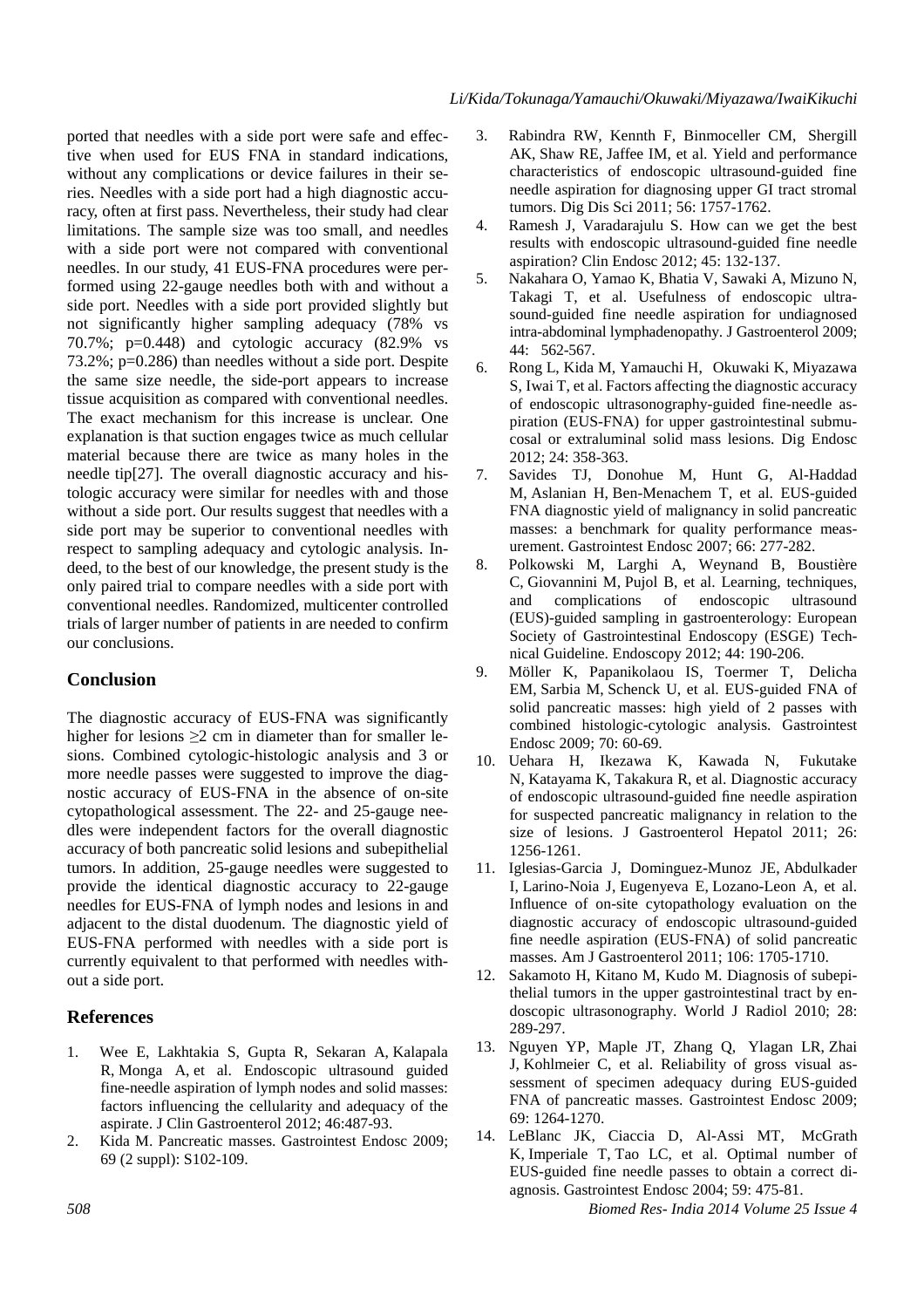ported that needles with a side port were safe and effective when used for EUS FNA in standard indications, without any complications or device failures in their series. Needles with a side port had a high diagnostic accuracy, often at first pass. Nevertheless, their study had clear limitations. The sample size was too small, and needles with a side port were not compared with conventional needles. In our study, 41 EUS-FNA procedures were performed using 22-gauge needles both with and without a side port. Needles with a side port provided slightly but not significantly higher sampling adequacy (78% vs 70.7%; p=0.448) and cytologic accuracy (82.9% vs 73.2%; p=0.286) than needles without a side port. Despite the same size needle, the side-port appears to increase tissue acquisition as compared with conventional needles. The exact mechanism for this increase is unclear. One explanation is that suction engages twice as much cellular material because there are twice as many holes in the needle tip[27]. The overall diagnostic accuracy and histologic accuracy were similar for needles with and those without a side port. Our results suggest that needles with a side port may be superior to conventional needles with respect to sampling adequacy and cytologic analysis. Indeed, to the best of our knowledge, the present study is the only paired trial to compare needles with a side port with conventional needles. Randomized, multicenter controlled trials of larger number of patients in are needed to confirm our conclusions.

## Conclusion

The diagnostic accuracy of EUS-FNA was significantly higher for lesions ≥2 cm in diameter than for smaller lesions. Combined cytologic-histologic analysis and 3 or more needle passes were suggested to improve the diagnostic accuracy of EUS-FNA in the absence of on-site cytopathological assessment. The 22- and 25-gauge needles were independent factors for the overall diagnostic accuracy of both pancreatic solid lesions and subepithelial tumors. In addition, 25-gauge needles were suggested to provide the identical diagnostic accuracy to 22-gauge needles for EUS-FNA of lymph nodes and lesions in and adjacent to the distal duodenum. The diagnostic yield of EUS-FNA performed with needles with a side port is currently equivalent to that performed with needles without a side port.

## References

1. Wee E, Lakhtakia S, Gupta R, Sekaran A, Kalapala R, Monga A, et al. Endoscopic ultrasound guided fine-needle aspiration of lymph nodes and solid masses: factors influencing the cellularity and adequacy of the aspirate. J Clin Gastroenterol 2012; 46:487-93.
2. Kida M. Pancreatic masses. Gastrointest Endosc 2009; 69 (2 suppl): S102-109.
3. Rabindra RW, Kennth F, Binmoceller CM, Shergill AK, Shaw RE, Jaffee IM, et al. Yield and performance characteristics of endoscopic ultrasound-guided fine needle aspiration for diagnosing upper GI tract stromal tumors. Dig Dis Sci 2011; 56: 1757-1762.
4. Ramesh J, Varadarajulu S. How can we get the best results with endoscopic ultrasound-guided fine needle aspiration? Clin Endosc 2012; 45: 132-137.
5. Nakahara O, Yamao K, Bhatia V, Sawaki A, Mizuno N, Takagi T, et al. Usefulness of endoscopic ultrasound-guided fine needle aspiration for undiagnosed intra-abdominal lymphadenopathy. J Gastroenterol 2009; 44: 562-567.
6. Rong L, Kida M, Yamauchi H, Okuwaki K, Miyazawa S, Iwai T, et al. Factors affecting the diagnostic accuracy of endoscopic ultrasonography-guided fine-needle aspiration (EUS-FNA) for upper gastrointestinal submucosal or extraluminal solid mass lesions. Dig Endosc 2012; 24: 358-363.
7. Savides TJ, Donohue M, Hunt G, Al-Haddad M, Aslanian H, Ben-Menachem T, et al. EUS-guided FNA diagnostic yield of malignancy in solid pancreatic masses: a benchmark for quality performance measurement. Gastrointest Endosc 2007; 66: 277-282.
8. Polkowski M, Larghi A, Weynand B, Boustière C, Giovannini M, Pujol B, et al. Learning, techniques, and complications of endoscopic ultrasound (EUS)-guided sampling in gastroenterology: European Society of Gastrointestinal Endoscopy (ESGE) Technical Guideline. Endoscopy 2012; 44: 190-206.
9. Möller K, Papanikolaou IS, Toermer T, Delicha EM, Sarbia M, Schenck U, et al. EUS-guided FNA of solid pancreatic masses: high yield of 2 passes with combined histologic-cytologic analysis. Gastrointest Endosc 2009; 70: 60-69.
10. Uehara H, Ikezawa K, Kawada N, Fukutake N, Katayama K, Takakura R, et al. Diagnostic accuracy of endoscopic ultrasound-guided fine needle aspiration for suspected pancreatic malignancy in relation to the size of lesions. J Gastroenterol Hepatol 2011; 26: 1256-1261.
11. Iglesias-Garcia J, Dominguez-Munoz JE, Abdulkader I, Larino-Noia J, Eugenyeva E, Lozano-Leon A, et al. Influence of on-site cytopathology evaluation on the diagnostic accuracy of endoscopic ultrasound-guided fine needle aspiration (EUS-FNA) of solid pancreatic masses. Am J Gastroenterol 2011; 106: 1705-1710.
12. Sakamoto H, Kitano M, Kudo M. Diagnosis of subepithelial tumors in the upper gastrointestinal tract by endoscopic ultrasonography. World J Radiol 2010; 28: 289-297.
13. Nguyen YP, Maple JT, Zhang Q, Ylagan LR, Zhai J, Kohlmeier C, et al. Reliability of gross visual assessment of specimen adequacy during EUS-guided FNA of pancreatic masses. Gastrointest Endosc 2009; 69: 1264-1270.
14. LeBlanc JK, Ciaccia D, Al-Assi MT, McGrath K, Imperiale T, Tao LC, et al. Optimal number of EUS-guided fine needle passes to obtain a correct diagnosis. Gastrointest Endosc 2004; 59: 475-81.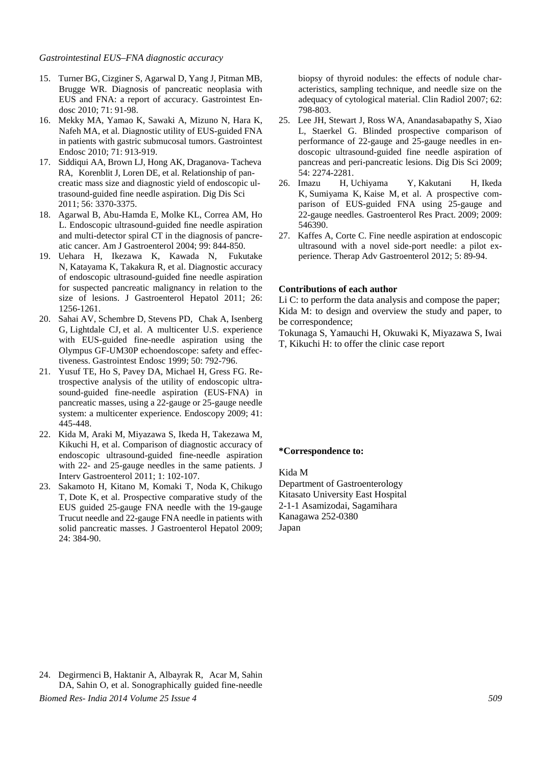15. Turner BG, Cizginer S, Agarwal D, Yang J, Pitman MB, Brugge WR. Diagnosis of pancreatic neoplasia with EUS and FNA: a report of accuracy. Gastrointest Endosc 2010; 71: 91-98.
16. Mekky MA, Yamao K, Sawaki A, Mizuno N, Hara K, Nafeh MA, et al. Diagnostic utility of EUS-guided FNA in patients with gastric submucosal tumors. Gastrointest Endosc 2010; 71: 913-919.
17. Siddiqui AA, Brown LJ, Hong AK, Draganova- Tacheva RA, Korenblit J, Loren DE, et al. Relationship of pancreatic mass size and diagnostic yield of endoscopic ultrasound-guided fine needle aspiration. Dig Dis Sci 2011; 56: 3370-3375.
18. Agarwal B, Abu-Hamda E, Molke KL, Correa AM, Ho L. Endoscopic ultrasound-guided fine needle aspiration and multi-detector spiral CT in the diagnosis of pancreatic cancer. Am J Gastroenterol 2004; 99: 844-850.
19. Uehara H, Ikezawa K, Kawada N, Fukutake N, Katayama K, Takakura R, et al. Diagnostic accuracy of endoscopic ultrasound-guided fine needle aspiration for suspected pancreatic malignancy in relation to the size of lesions. J Gastroenterol Hepatol 2011; 26: 1256-1261.
20. Sahai AV, Schembre D, Stevens PD, Chak A, Isenberg G, Lightdale CJ, et al. A multicenter U.S. experience with EUS-guided fine-needle aspiration using the Olympus GF-UM30P echoendoscope: safety and effectiveness. Gastrointest Endosc 1999; 50: 792-796.
21. Yusuf TE, Ho S, Pavey DA, Michael H, Gress FG. Retrospective analysis of the utility of endoscopic ultrasound-guided fine-needle aspiration (EUS-FNA) in pancreatic masses, using a 22-gauge or 25-gauge needle system: a multicenter experience. Endoscopy 2009; 41: 445-448.
22. Kida M, Araki M, Miyazawa S, Ikeda H, Takezawa M, Kikuchi H, et al. Comparison of diagnostic accuracy of endoscopic ultrasound-guided fine-needle aspiration with 22- and 25-gauge needles in the same patients. J Interv Gastroenterol 2011; 1: 102-107.
23. Sakamoto H, Kitano M, Komaki T, Noda K, Chikugo T, Dote K, et al. Prospective comparative study of the EUS guided 25-gauge FNA needle with the 19-gauge Trucut needle and 22-gauge FNA needle in patients with solid pancreatic masses. J Gastroenterol Hepatol 2009; 24: 384-90.
24. Degirmenci B, Haktanir A, Albayrak R, Acar M, Sahin DA, Sahin O, et al. Sonographically guided fine-needle biopsy of thyroid nodules: the effects of nodule characteristics, sampling technique, and needle size on the adequacy of cytological material. Clin Radiol 2007; 62: 798-803.
25. Lee JH, Stewart J, Ross WA, Anandasabapathy S, Xiao L, Staerkel G. Blinded prospective comparison of performance of 22-gauge and 25-gauge needles in endoscopic ultrasound-guided fine needle aspiration of pancreas and peri-pancreatic lesions. Dig Dis Sci 2009; 54: 2274-2281.
26. Imazu H, Uchiyama Y, Kakutani H, Ikeda K, Sumiyama K, Kaise M, et al. A prospective comparison of EUS-guided FNA using 25-gauge and 22-gauge needles. Gastroenterol Res Pract. 2009; 2009: 546390.
27. Kaffes A, Corte C. Fine needle aspiration at endoscopic ultrasound with a novel side-port needle: a pilot experience. Therap Adv Gastroenterol 2012; 5: 89-94.

**Contributions of each author**

Li C: to perform the data analysis and compose the paper;
Kida M: to design and overview the study and paper, to be correspondence;
Tokunaga S, Yamauchi H, Okuwaki K, Miyazawa S, Iwai T, Kikuchi H: to offer the clinic case report

**\*Correspondence to:**

Kida M
Department of Gastroenterology
Kitasato University East Hospital
2-1-1 Asamizodai, Sagamihara
Kanagawa 252-0380
Japan